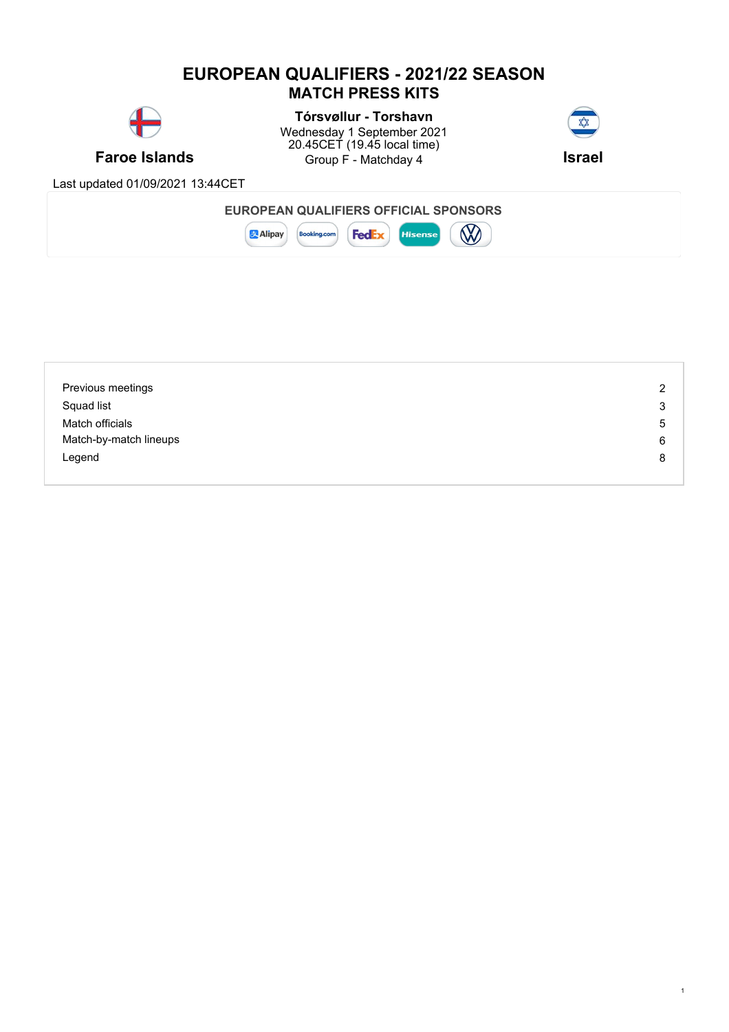# EUROPEAN QUALIFIERS - 2021/22 SEASON
## MATCH PRESS KITS

**Faroe Islands**

**Tórsvøllur - Torshavn**
Wednesday 1 September 2021
20.45CET (19.45 local time)
Group F - Matchday 4

**Israel**

Last updated 01/09/2021 13:44CET

**EUROPEAN QUALIFIERS OFFICIAL SPONSORS**

| | |
|---|---|
| Previous meetings | 2 |
| Squad list | 3 |
| Match officials | 5 |
| Match-by-match lineups | 6 |
| Legend | 8 |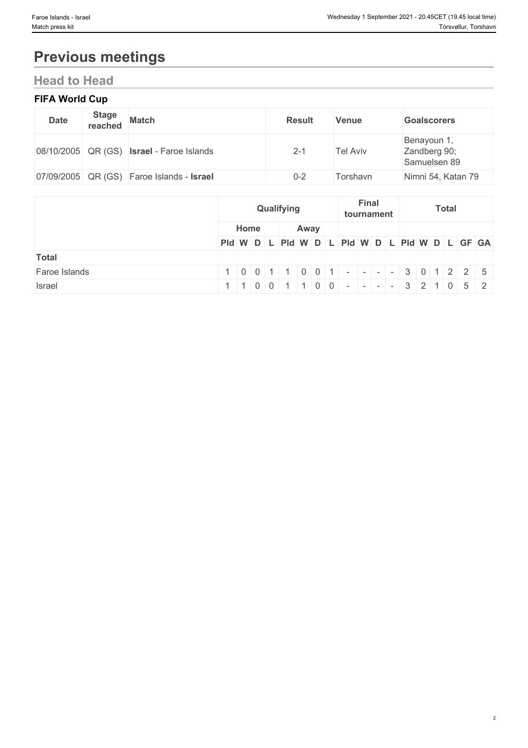# Previous meetings

## Head to Head

### FIFA World Cup

| Date | Stage reached | Match | Result | Venue | Goalscorers |
|---|---|---|---|---|---|
| 08/10/2005 | QR (GS) | **Israel** - Faroe Islands | 2-1 | Tel Aviv | Benayoun 1, Zandberg 90; Samuelsen 89 |
| 07/09/2005 | QR (GS) | Faroe Islands - **Israel** | 0-2 | Torshavn | Nimni 54, Katan 79 |

| | Qualifying | | | | | | | | Final tournament | | | | Total | | | | | |
|---|---|---|---|---|---|---|---|---|---|---|---|---|---|---|---|---|---|---|
| | Home | | | | Away | | | | | | | | | | | | | |
| | Pld | W | D | L | Pld | W | D | L | Pld | W | D | L | Pld | W | D | L | GF | GA |
| **Total** | | | | | | | | | | | | | | | | | | |
| Faroe Islands | 1 | 0 | 0 | 1 | 1 | 0 | 0 | 1 | - | - | - | - | 3 | 0 | 1 | 2 | 2 | 5 |
| Israel | 1 | 1 | 0 | 0 | 1 | 1 | 0 | 0 | - | - | - | - | 3 | 2 | 1 | 0 | 5 | 2 |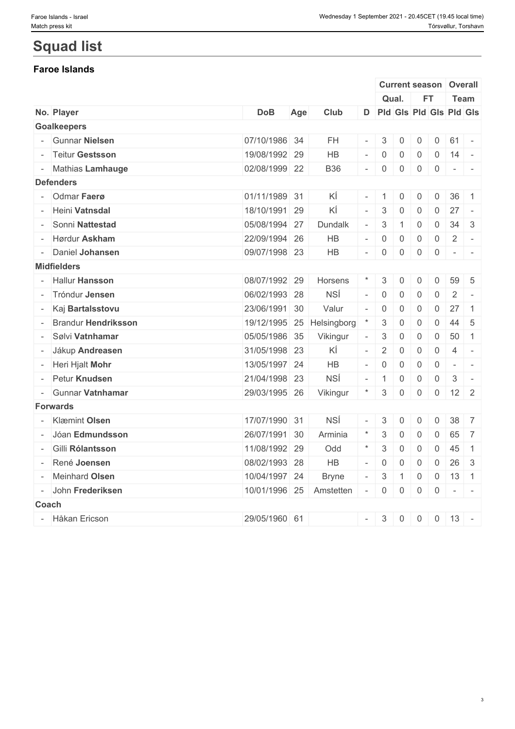# Squad list

## Faroe Islands

| | | | | | | Current season | | | | Overall | |
|---|---|---|---|---|---|---|---|---|---|---|---|
| | | | | | | Qual. | | FT | | Team | |
| No. | Player | DoB | Age | Club | D | Pld | Gls | Pld | Gls | Pld | Gls |
| **Goalkeepers** | | | | | | | | | | | |
| - | Gunnar **Nielsen** | 07/10/1986 | 34 | FH | - | 3 | 0 | 0 | 0 | 61 | - |
| - | Teitur **Gestsson** | 19/08/1992 | 29 | HB | - | 0 | 0 | 0 | 0 | 14 | - |
| - | Mathias **Lamhauge** | 02/08/1999 | 22 | B36 | - | 0 | 0 | 0 | 0 | - | - |
| **Defenders** | | | | | | | | | | | |
| - | Odmar **Faerø** | 01/11/1989 | 31 | KÍ | - | 1 | 0 | 0 | 0 | 36 | 1 |
| - | Heini **Vatnsdal** | 18/10/1991 | 29 | KÍ | - | 3 | 0 | 0 | 0 | 27 | - |
| - | Sonni **Nattestad** | 05/08/1994 | 27 | Dundalk | - | 3 | 1 | 0 | 0 | 34 | 3 |
| - | Hørdur **Askham** | 22/09/1994 | 26 | HB | - | 0 | 0 | 0 | 0 | 2 | - |
| - | Daniel **Johansen** | 09/07/1998 | 23 | HB | - | 0 | 0 | 0 | 0 | - | - |
| **Midfielders** | | | | | | | | | | | |
| - | Hallur **Hansson** | 08/07/1992 | 29 | Horsens | * | 3 | 0 | 0 | 0 | 59 | 5 |
| - | Tróndur **Jensen** | 06/02/1993 | 28 | NSÍ | - | 0 | 0 | 0 | 0 | 2 | - |
| - | Kaj **Bartalsstovu** | 23/06/1991 | 30 | Valur | - | 0 | 0 | 0 | 0 | 27 | 1 |
| - | Brandur **Hendriksson** | 19/12/1995 | 25 | Helsingborg | * | 3 | 0 | 0 | 0 | 44 | 5 |
| - | Sølvi **Vatnhamar** | 05/05/1986 | 35 | Vikingur | - | 3 | 0 | 0 | 0 | 50 | 1 |
| - | Jákup **Andreasen** | 31/05/1998 | 23 | KÍ | - | 2 | 0 | 0 | 0 | 4 | - |
| - | Heri Hjalt **Mohr** | 13/05/1997 | 24 | HB | - | 0 | 0 | 0 | 0 | - | - |
| - | Petur **Knudsen** | 21/04/1998 | 23 | NSÍ | - | 1 | 0 | 0 | 0 | 3 | - |
| - | Gunnar **Vatnhamar** | 29/03/1995 | 26 | Vikingur | * | 3 | 0 | 0 | 0 | 12 | 2 |
| **Forwards** | | | | | | | | | | | |
| - | Klæmint **Olsen** | 17/07/1990 | 31 | NSÍ | - | 3 | 0 | 0 | 0 | 38 | 7 |
| - | Jóan **Edmundsson** | 26/07/1991 | 30 | Arminia | * | 3 | 0 | 0 | 0 | 65 | 7 |
| - | Gilli **Rólantsson** | 11/08/1992 | 29 | Odd | * | 3 | 0 | 0 | 0 | 45 | 1 |
| - | René **Joensen** | 08/02/1993 | 28 | HB | - | 0 | 0 | 0 | 0 | 26 | 3 |
| - | Meinhard **Olsen** | 10/04/1997 | 24 | Bryne | - | 3 | 1 | 0 | 0 | 13 | 1 |
| - | John **Frederiksen** | 10/01/1996 | 25 | Amstetten | - | 0 | 0 | 0 | 0 | - | - |
| **Coach** | | | | | | | | | | | |
| - | Håkan Ericson | 29/05/1960 | 61 | | - | 3 | 0 | 0 | 0 | 13 | - |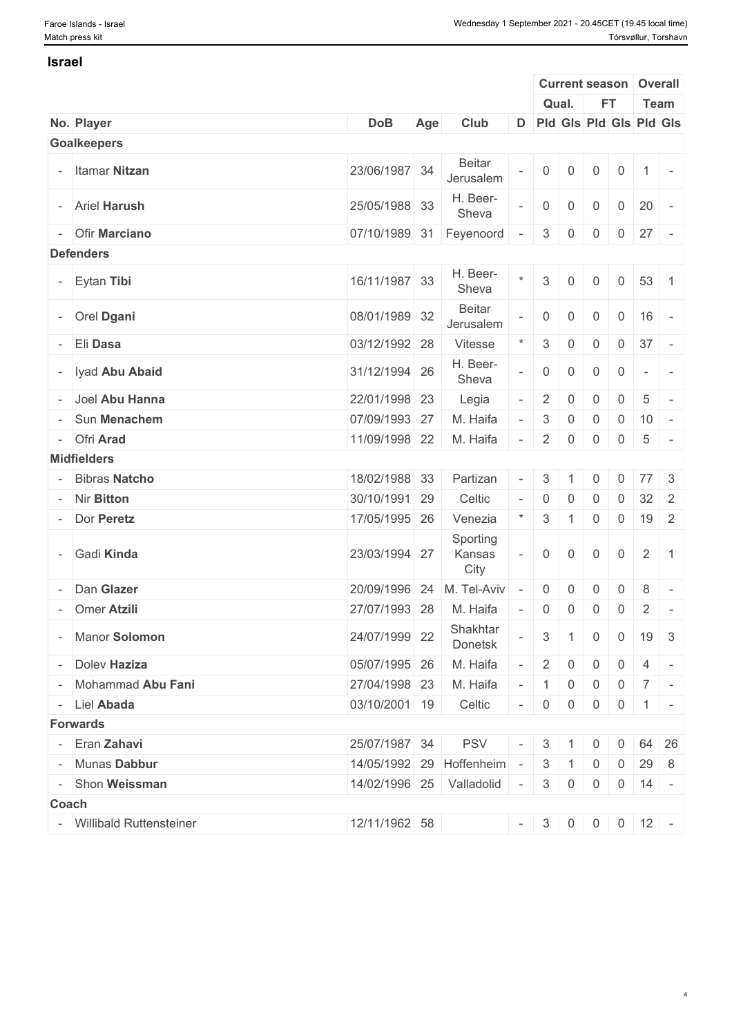## Israel

| | | | | | | Current season | | | | Overall | |
|---|---|---|---|---|---|---|---|---|---|---|---|
| | | | | | | Qual. | | FT | | Team | |
| No. | Player | DoB | Age | Club | D | Pld | Gls | Pld | Gls | Pld | Gls |
| **Goalkeepers** | | | | | | | | | | | |
| - | Itamar **Nitzan** | 23/06/1987 | 34 | Beitar Jerusalem | - | 0 | 0 | 0 | 0 | 1 | - |
| - | Ariel **Harush** | 25/05/1988 | 33 | H. Beer-Sheva | - | 0 | 0 | 0 | 0 | 20 | - |
| - | Ofir **Marciano** | 07/10/1989 | 31 | Feyenoord | - | 3 | 0 | 0 | 0 | 27 | - |
| **Defenders** | | | | | | | | | | | |
| - | Eytan **Tibi** | 16/11/1987 | 33 | H. Beer-Sheva | * | 3 | 0 | 0 | 0 | 53 | 1 |
| - | Orel **Dgani** | 08/01/1989 | 32 | Beitar Jerusalem | - | 0 | 0 | 0 | 0 | 16 | - |
| - | Eli **Dasa** | 03/12/1992 | 28 | Vitesse | * | 3 | 0 | 0 | 0 | 37 | - |
| - | Iyad **Abu Abaid** | 31/12/1994 | 26 | H. Beer-Sheva | - | 0 | 0 | 0 | 0 | - | - |
| - | Joel **Abu Hanna** | 22/01/1998 | 23 | Legia | - | 2 | 0 | 0 | 0 | 5 | - |
| - | Sun **Menachem** | 07/09/1993 | 27 | M. Haifa | - | 3 | 0 | 0 | 0 | 10 | - |
| - | Ofri **Arad** | 11/09/1998 | 22 | M. Haifa | - | 2 | 0 | 0 | 0 | 5 | - |
| **Midfielders** | | | | | | | | | | | |
| - | Bibras **Natcho** | 18/02/1988 | 33 | Partizan | - | 3 | 1 | 0 | 0 | 77 | 3 |
| - | Nir **Bitton** | 30/10/1991 | 29 | Celtic | - | 0 | 0 | 0 | 0 | 32 | 2 |
| - | Dor **Peretz** | 17/05/1995 | 26 | Venezia | * | 3 | 1 | 0 | 0 | 19 | 2 |
| - | Gadi **Kinda** | 23/03/1994 | 27 | Sporting Kansas City | - | 0 | 0 | 0 | 0 | 2 | 1 |
| - | Dan **Glazer** | 20/09/1996 | 24 | M. Tel-Aviv | - | 0 | 0 | 0 | 0 | 8 | - |
| - | Omer **Atzili** | 27/07/1993 | 28 | M. Haifa | - | 0 | 0 | 0 | 0 | 2 | - |
| - | Manor **Solomon** | 24/07/1999 | 22 | Shakhtar Donetsk | - | 3 | 1 | 0 | 0 | 19 | 3 |
| - | Dolev **Haziza** | 05/07/1995 | 26 | M. Haifa | - | 2 | 0 | 0 | 0 | 4 | - |
| - | Mohammad **Abu Fani** | 27/04/1998 | 23 | M. Haifa | - | 1 | 0 | 0 | 0 | 7 | - |
| - | Liel **Abada** | 03/10/2001 | 19 | Celtic | - | 0 | 0 | 0 | 0 | 1 | - |
| **Forwards** | | | | | | | | | | | |
| - | Eran **Zahavi** | 25/07/1987 | 34 | PSV | - | 3 | 1 | 0 | 0 | 64 | 26 |
| - | Munas **Dabbur** | 14/05/1992 | 29 | Hoffenheim | - | 3 | 1 | 0 | 0 | 29 | 8 |
| - | Shon **Weissman** | 14/02/1996 | 25 | Valladolid | - | 3 | 0 | 0 | 0 | 14 | - |
| **Coach** | | | | | | | | | | | |
| - | Willibald Ruttensteiner | 12/11/1962 | 58 | | - | 3 | 0 | 0 | 0 | 12 | - |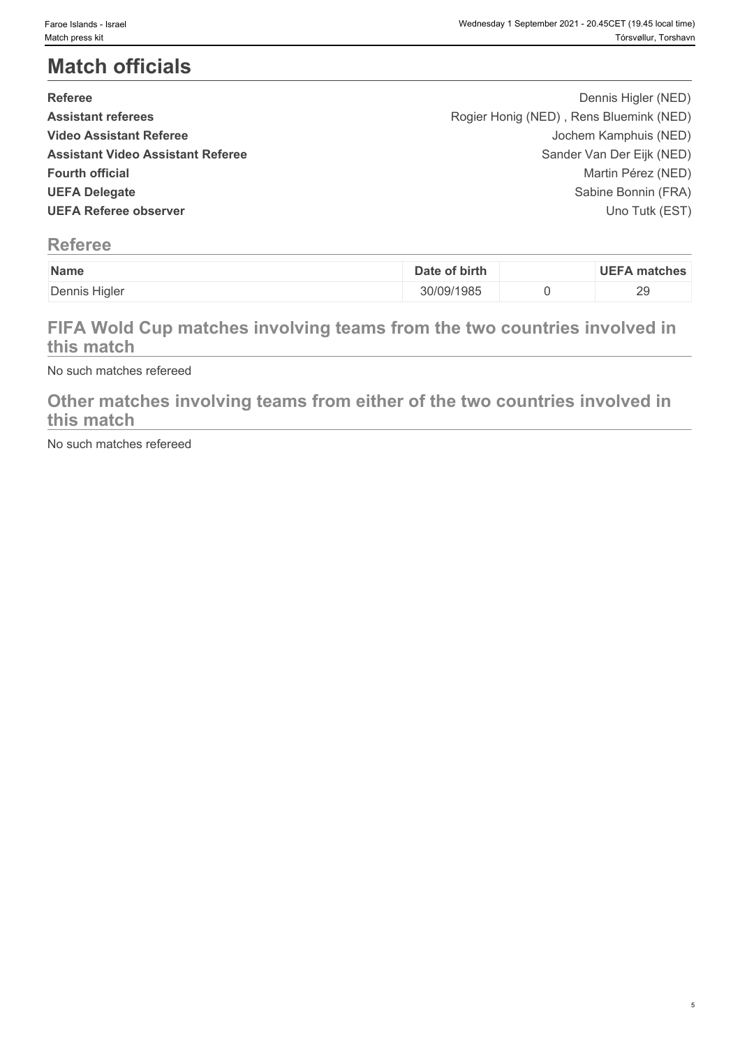# Match officials

| | |
|---|---|
| **Referee** | Dennis Higler (NED) |
| **Assistant referees** | Rogier Honig (NED) , Rens Bluemink (NED) |
| **Video Assistant Referee** | Jochem Kamphuis (NED) |
| **Assistant Video Assistant Referee** | Sander Van Der Eijk (NED) |
| **Fourth official** | Martin Pérez (NED) |
| **UEFA Delegate** | Sabine Bonnin (FRA) |
| **UEFA Referee observer** | Uno Tutk (EST) |

## Referee

| Name | Date of birth | | UEFA matches |
|---|---|---|---|
| Dennis Higler | 30/09/1985 | 0 | 29 |

## FIFA Wold Cup matches involving teams from the two countries involved in this match

No such matches refereed

## Other matches involving teams from either of the two countries involved in this match

No such matches refereed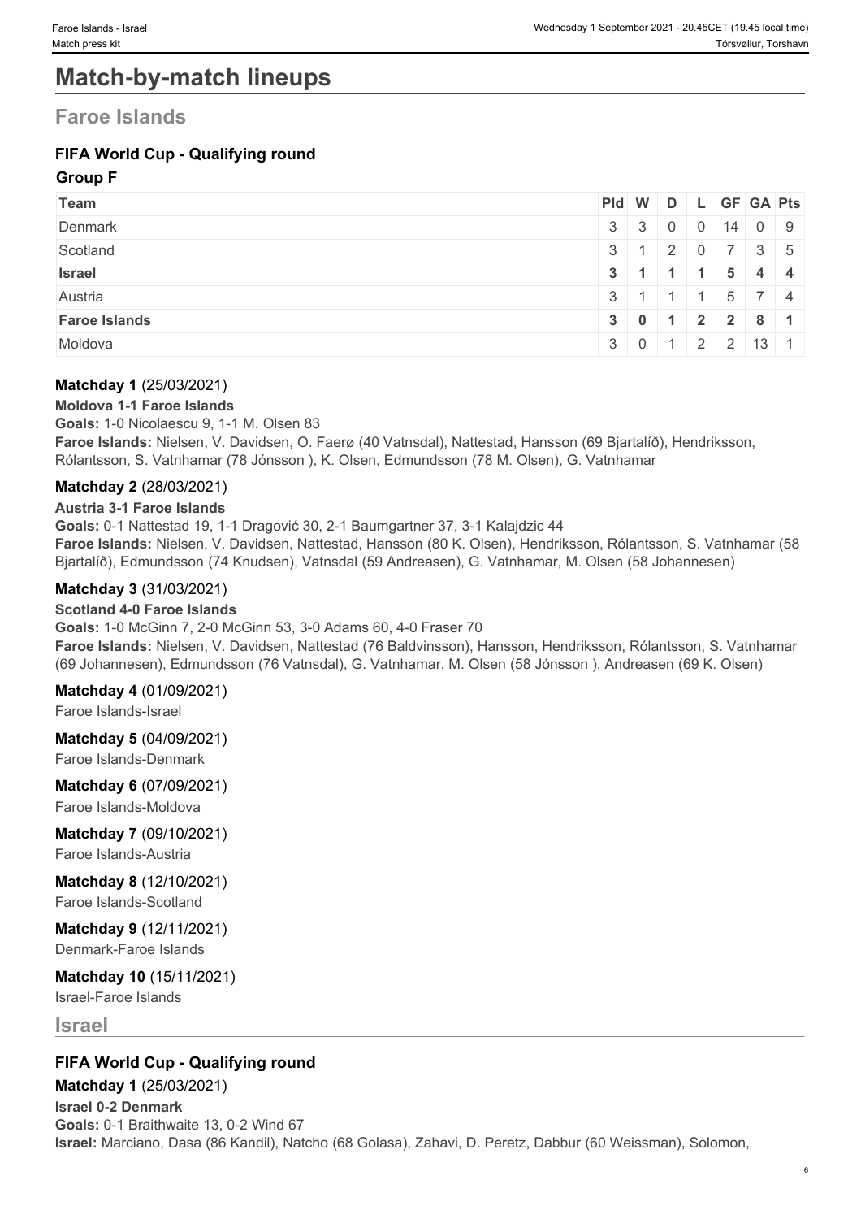# Match-by-match lineups

## Faroe Islands

### FIFA World Cup - Qualifying round

#### Group F

| Team | Pld | W | D | L | GF | GA | Pts |
|---|---|---|---|---|---|---|---|
| Denmark | 3 | 3 | 0 | 0 | 14 | 0 | 9 |
| Scotland | 3 | 1 | 2 | 0 | 7 | 3 | 5 |
| **Israel** | **3** | **1** | **1** | **1** | **5** | **4** | **4** |
| Austria | 3 | 1 | 1 | 1 | 5 | 7 | 4 |
| **Faroe Islands** | **3** | **0** | **1** | **2** | **2** | **8** | **1** |
| Moldova | 3 | 0 | 1 | 2 | 2 | 13 | 1 |

**Matchday 1** (25/03/2021)

**Moldova 1-1 Faroe Islands**

**Goals:** 1-0 Nicolaescu 9, 1-1 M. Olsen 83

**Faroe Islands:** Nielsen, V. Davidsen, O. Faerø (40 Vatnsdal), Nattestad, Hansson (69 Bjartalíð), Hendriksson, Rólantsson, S. Vatnhamar (78 Jónsson ), K. Olsen, Edmundsson (78 M. Olsen), G. Vatnhamar

**Matchday 2** (28/03/2021)

**Austria 3-1 Faroe Islands**

**Goals:** 0-1 Nattestad 19, 1-1 Dragović 30, 2-1 Baumgartner 37, 3-1 Kalajdzic 44

**Faroe Islands:** Nielsen, V. Davidsen, Nattestad, Hansson (80 K. Olsen), Hendriksson, Rólantsson, S. Vatnhamar (58 Bjartalíð), Edmundsson (74 Knudsen), Vatnsdal (59 Andreasen), G. Vatnhamar, M. Olsen (58 Johannesen)

**Matchday 3** (31/03/2021)

**Scotland 4-0 Faroe Islands**

**Goals:** 1-0 McGinn 7, 2-0 McGinn 53, 3-0 Adams 60, 4-0 Fraser 70

**Faroe Islands:** Nielsen, V. Davidsen, Nattestad (76 Baldvinsson), Hansson, Hendriksson, Rólantsson, S. Vatnhamar (69 Johannesen), Edmundsson (76 Vatnsdal), G. Vatnhamar, M. Olsen (58 Jónsson ), Andreasen (69 K. Olsen)

**Matchday 4** (01/09/2021)

Faroe Islands-Israel

**Matchday 5** (04/09/2021)

Faroe Islands-Denmark

**Matchday 6** (07/09/2021)

Faroe Islands-Moldova

**Matchday 7** (09/10/2021)

Faroe Islands-Austria

**Matchday 8** (12/10/2021)

Faroe Islands-Scotland

**Matchday 9** (12/11/2021)

Denmark-Faroe Islands

**Matchday 10** (15/11/2021)

Israel-Faroe Islands

## Israel

### FIFA World Cup - Qualifying round

**Matchday 1** (25/03/2021)

**Israel 0-2 Denmark**

**Goals:** 0-1 Braithwaite 13, 0-2 Wind 67

**Israel:** Marciano, Dasa (86 Kandil), Natcho (68 Golasa), Zahavi, D. Peretz, Dabbur (60 Weissman), Solomon,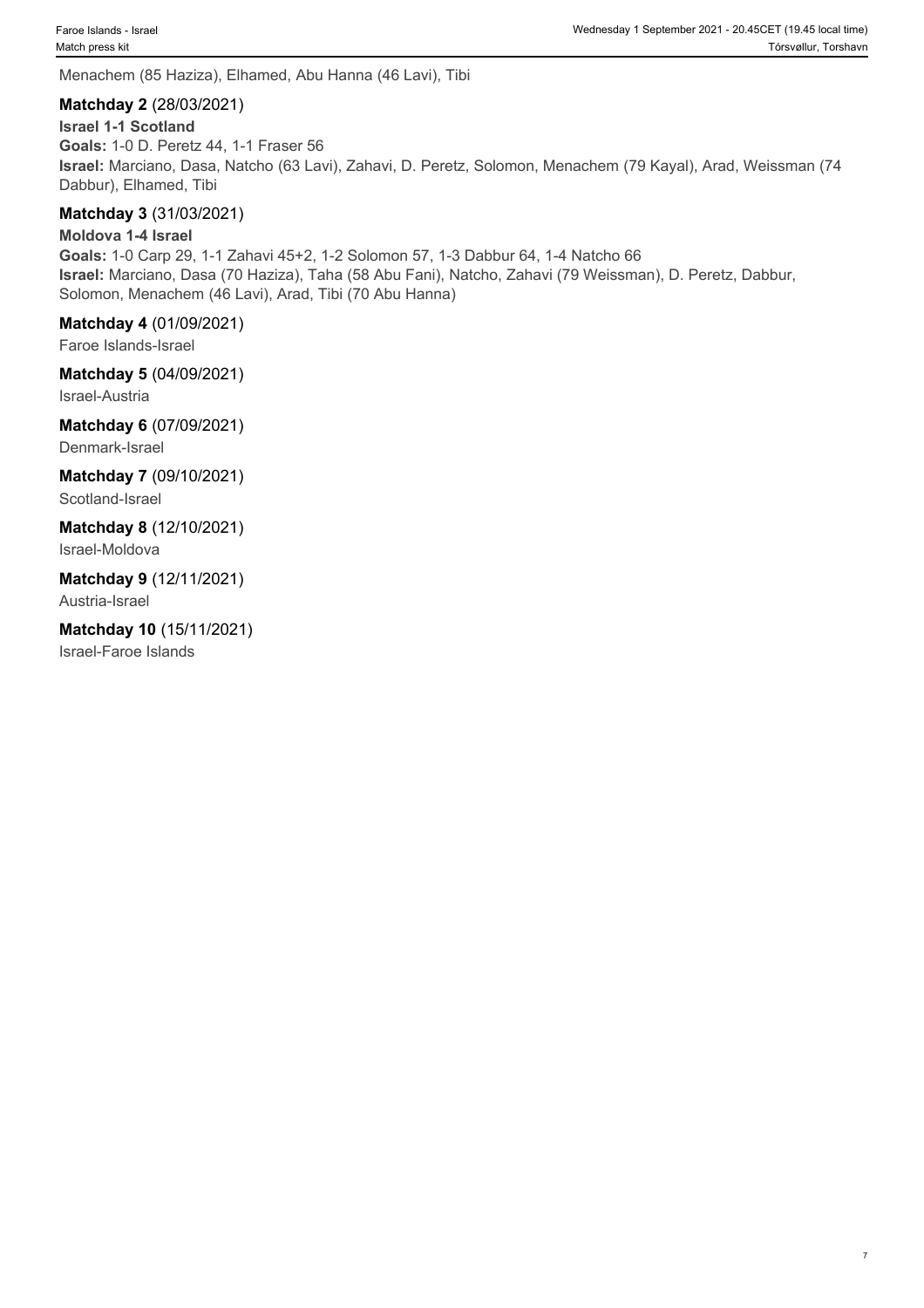Menachem (85 Haziza), Elhamed, Abu Hanna (46 Lavi), Tibi

**Matchday 2** (28/03/2021)

**Israel 1-1 Scotland**

**Goals:** 1-0 D. Peretz 44, 1-1 Fraser 56

**Israel:** Marciano, Dasa, Natcho (63 Lavi), Zahavi, D. Peretz, Solomon, Menachem (79 Kayal), Arad, Weissman (74 Dabbur), Elhamed, Tibi

**Matchday 3** (31/03/2021)

**Moldova 1-4 Israel**

**Goals:** 1-0 Carp 29, 1-1 Zahavi 45+2, 1-2 Solomon 57, 1-3 Dabbur 64, 1-4 Natcho 66

**Israel:** Marciano, Dasa (70 Haziza), Taha (58 Abu Fani), Natcho, Zahavi (79 Weissman), D. Peretz, Dabbur, Solomon, Menachem (46 Lavi), Arad, Tibi (70 Abu Hanna)

**Matchday 4** (01/09/2021)

Faroe Islands-Israel

**Matchday 5** (04/09/2021)

Israel-Austria

**Matchday 6** (07/09/2021)

Denmark-Israel

**Matchday 7** (09/10/2021)

Scotland-Israel

**Matchday 8** (12/10/2021)

Israel-Moldova

**Matchday 9** (12/11/2021)

Austria-Israel

**Matchday 10** (15/11/2021)

Israel-Faroe Islands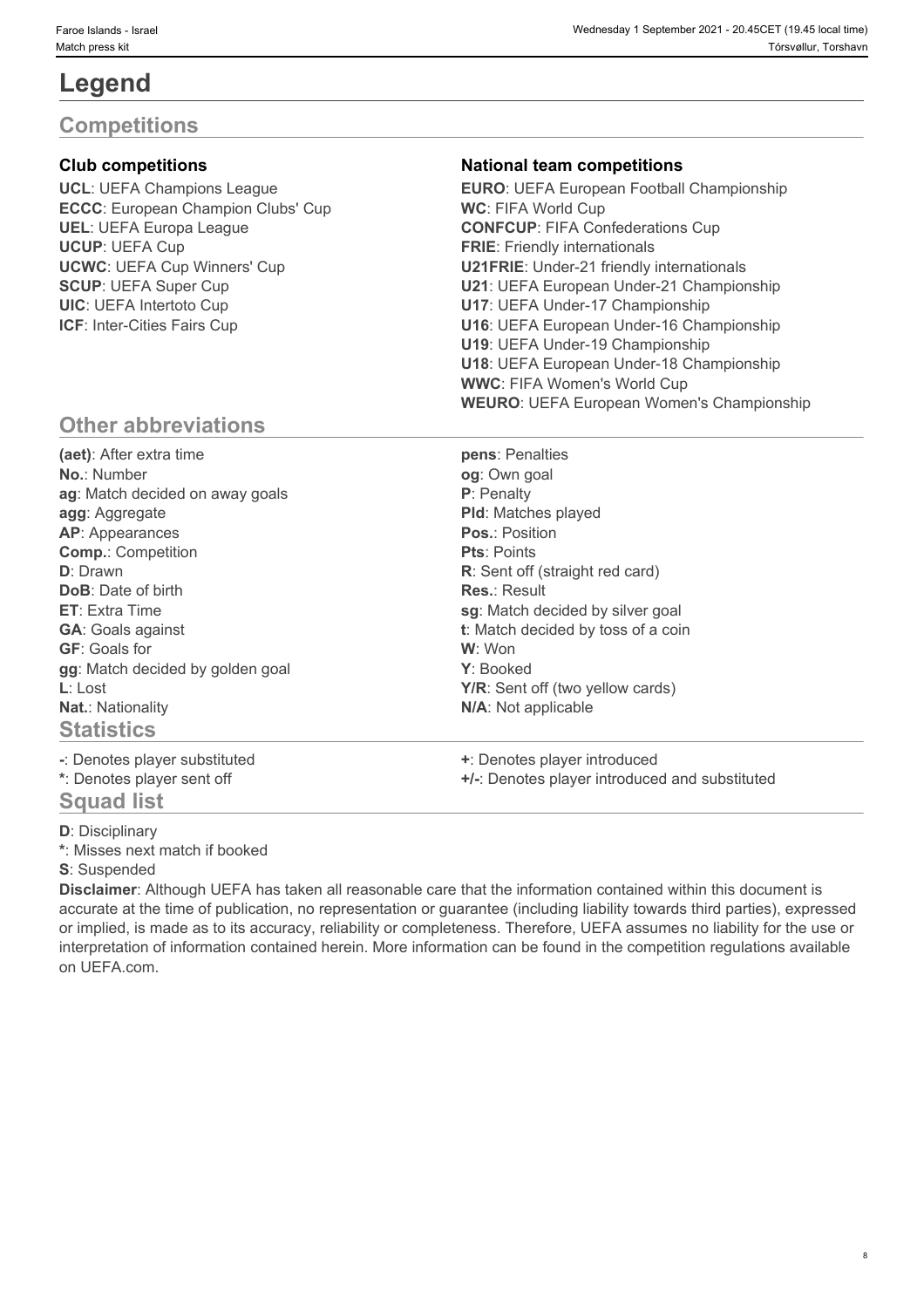# Legend

## Competitions

### Club competitions

**UCL**: UEFA Champions League
**ECCC**: European Champion Clubs' Cup
**UEL**: UEFA Europa League
**UCUP**: UEFA Cup
**UCWC**: UEFA Cup Winners' Cup
**SCUP**: UEFA Super Cup
**UIC**: UEFA Intertoto Cup
**ICF**: Inter-Cities Fairs Cup

### National team competitions

**EURO**: UEFA European Football Championship
**WC**: FIFA World Cup
**CONFCUP**: FIFA Confederations Cup
**FRIE**: Friendly internationals
**U21FRIE**: Under-21 friendly internationals
**U21**: UEFA European Under-21 Championship
**U17**: UEFA Under-17 Championship
**U16**: UEFA European Under-16 Championship
**U19**: UEFA Under-19 Championship
**U18**: UEFA European Under-18 Championship
**WWC**: FIFA Women's World Cup
**WEURO**: UEFA European Women's Championship

## Other abbreviations

**(aet)**: After extra time
**No.**: Number
**ag**: Match decided on away goals
**agg**: Aggregate
**AP**: Appearances
**Comp.**: Competition
**D**: Drawn
**DoB**: Date of birth
**ET**: Extra Time
**GA**: Goals against
**GF**: Goals for
**gg**: Match decided by golden goal
**L**: Lost
**Nat.**: Nationality
**pens**: Penalties
**og**: Own goal
**P**: Penalty
**Pld**: Matches played
**Pos.**: Position
**Pts**: Points
**R**: Sent off (straight red card)
**Res.**: Result
**sg**: Match decided by silver goal
**t**: Match decided by toss of a coin
**W**: Won
**Y**: Booked
**Y/R**: Sent off (two yellow cards)
**N/A**: Not applicable

## Statistics

**-**: Denotes player substituted
*****: Denotes player sent off
**+**: Denotes player introduced
**+/-**: Denotes player introduced and substituted

## Squad list

**D**: Disciplinary
*****: Misses next match if booked
**S**: Suspended

**Disclaimer**: Although UEFA has taken all reasonable care that the information contained within this document is accurate at the time of publication, no representation or guarantee (including liability towards third parties), expressed or implied, is made as to its accuracy, reliability or completeness. Therefore, UEFA assumes no liability for the use or interpretation of information contained herein. More information can be found in the competition regulations available on UEFA.com.